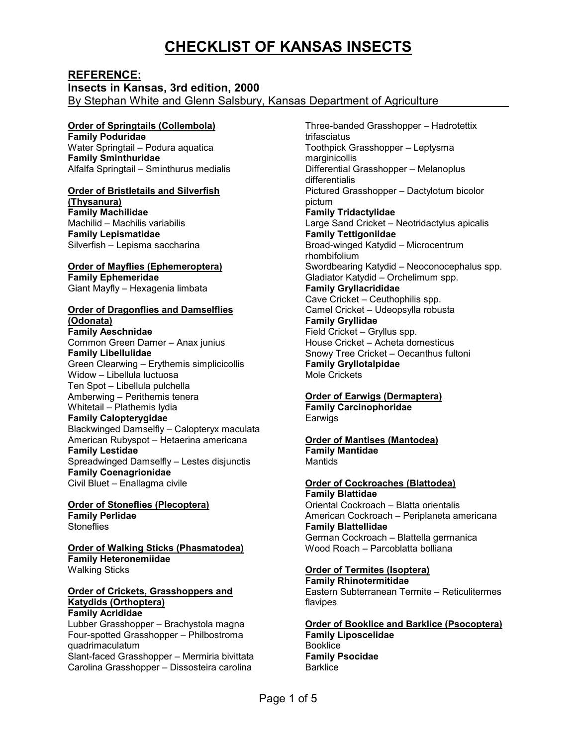# CHECKLIST OF KANSAS INSECTS

## REFERENCE:

**Insects in Kansas, 3rd edition, 2000**

By Stephan White and Glenn Salsbury, Kansas Department of Agriculture

### Order of Springtails (Collembola)

**Family Poduridae**

Water Springtail – Podura aquatica

**Family Sminthuridae**

Alfalfa Springtail – Sminthurus medialis

### Order of Bristletails and Silverfish (Thysanura)

**Family Machilidae**

Machilid – Machilis variabilis

**Family Lepismatidae**

Silverfish – Lepisma saccharina

### Order of Mayflies (Ephemeroptera)

**Family Ephemeridae**

Giant Mayfly – Hexagenia limbata

### Order of Dragonflies and Damselflies (Odonata)

**Family Aeschnidae**

Common Green Darner – Anax junius

**Family Libellulidae**

Green Clearwing – Erythemis simplicicollis
Widow – Libellula luctuosa
Ten Spot – Libellula pulchella
Amberwing – Perithemis tenera
Whitetail – Plathemis lydia

**Family Calopterygidae**

Blackwinged Damselfly – Calopteryx maculata
American Rubyspot – Hetaerina americana

**Family Lestidae**

Spreadwinged Damselfly – Lestes disjunctis

**Family Coenagrionidae**

Civil Bluet – Enallagma civile

### Order of Stoneflies (Plecoptera)

**Family Perlidae**

Stoneflies

### Order of Walking Sticks (Phasmatodea)

**Family Heteronemiidae**

Walking Sticks

### Order of Crickets, Grasshoppers and Katydids (Orthoptera)

**Family Acrididae**

Lubber Grasshopper – Brachystola magna
Four-spotted Grasshopper – Philbostroma quadrimaculatum
Slant-faced Grasshopper – Mermiria bivittata
Carolina Grasshopper – Dissosteira carolina
Three-banded Grasshopper – Hadrotettix trifasciatus
Toothpick Grasshopper – Leptysma marginicollis
Differential Grasshopper – Melanoplus differentialis
Pictured Grasshopper – Dactylotum bicolor pictum

**Family Tridactylidae**

Large Sand Cricket – Neotridactylus apicalis

**Family Tettigoniidae**

Broad-winged Katydid – Microcentrum rhombifolium
Swordbearing Katydid – Neoconocephalus spp.
Gladiator Katydid – Orchelimum spp.

**Family Gryllacrididae**

Cave Cricket – Ceuthophilis spp.
Camel Cricket – Udeopsylla robusta

**Family Gryllidae**

Field Cricket – Gryllus spp.
House Cricket – Acheta domesticus
Snowy Tree Cricket – Oecanthus fultoni

**Family Gryllotalpidae**

Mole Crickets

### Order of Earwigs (Dermaptera)

**Family Carcinophoridae**

Earwigs

### Order of Mantises (Mantodea)

**Family Mantidae**

Mantids

### Order of Cockroaches (Blattodea)

**Family Blattidae**

Oriental Cockroach – Blatta orientalis
American Cockroach – Periplaneta americana

**Family Blattellidae**

German Cockroach – Blattella germanica
Wood Roach – Parcoblatta bolliana

### Order of Termites (Isoptera)

**Family Rhinotermitidae**

Eastern Subterranean Termite – Reticulitermes flavipes

### Order of Booklice and Barklice (Psocoptera)

**Family Liposcelidae**

Booklice

**Family Psocidae**

Barklice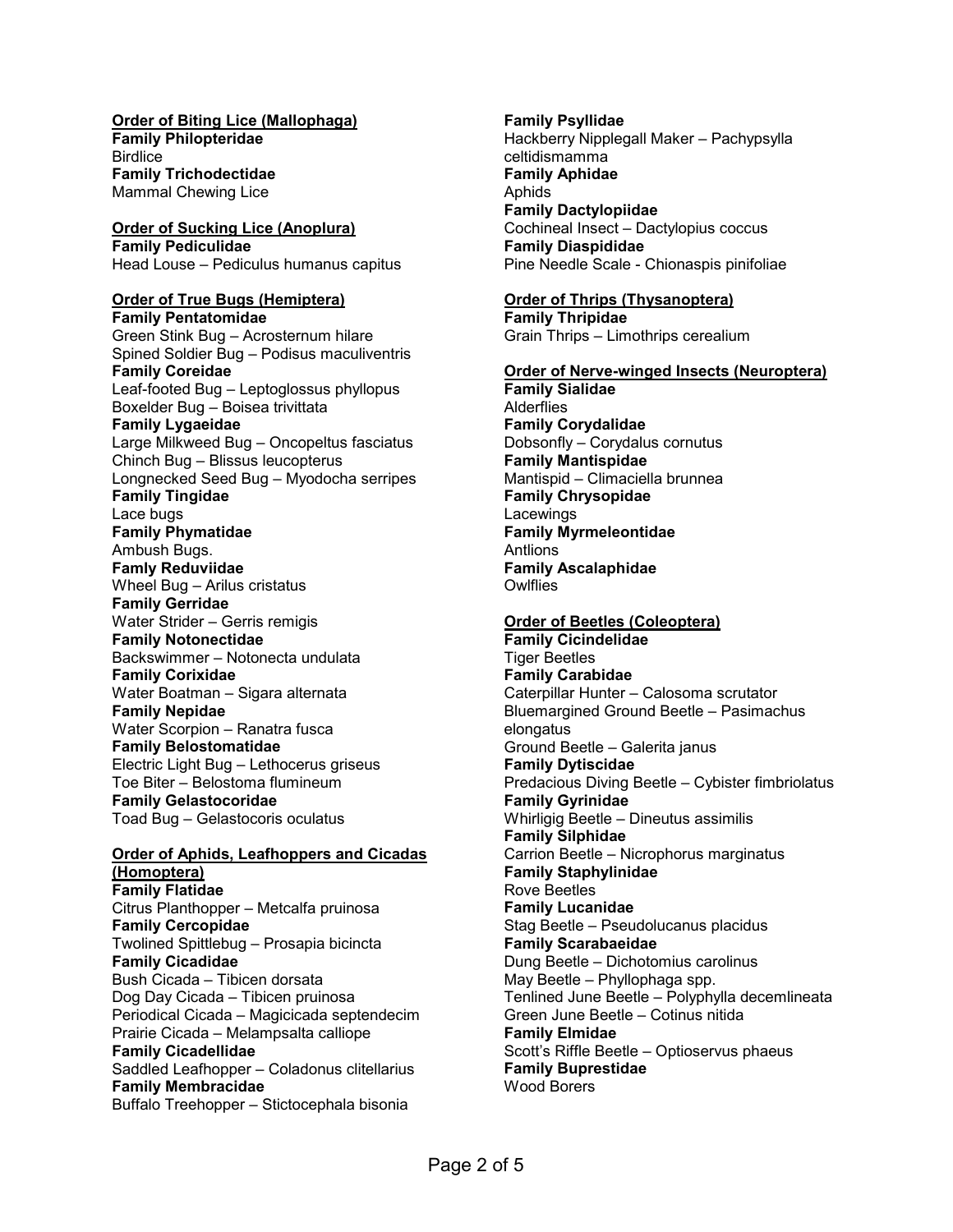**<u>Order of Biting Lice (Mallophaga)</u>**
**Family Philopteridae**
Birdlice
**Family Trichodectidae**
Mammal Chewing Lice

**<u>Order of Sucking Lice (Anoplura)</u>**
**Family Pediculidae**
Head Louse – Pediculus humanus capitus

**<u>Order of True Bugs (Hemiptera)</u>**
**Family Pentatomidae**
Green Stink Bug – Acrosternum hilare
Spined Soldier Bug – Podisus maculiventris
**Family Coreidae**
Leaf-footed Bug – Leptoglossus phyllopus
Boxelder Bug – Boisea trivittata
**Family Lygaeidae**
Large Milkweed Bug – Oncopeltus fasciatus
Chinch Bug – Blissus leucopterus
Longnecked Seed Bug – Myodocha serripes
**Family Tingidae**
Lace bugs
**Family Phymatidae**
Ambush Bugs.
**Famly Reduviidae**
Wheel Bug – Arilus cristatus
**Family Gerridae**
Water Strider – Gerris remigis
**Family Notonectidae**
Backswimmer – Notonecta undulata
**Family Corixidae**
Water Boatman – Sigara alternata
**Family Nepidae**
Water Scorpion – Ranatra fusca
**Family Belostomatidae**
Electric Light Bug – Lethocerus griseus
Toe Biter – Belostoma flumineum
**Family Gelastocoridae**
Toad Bug – Gelastocoris oculatus

**<u>Order of Aphids, Leafhoppers and Cicadas (Homoptera)</u>**
**Family Flatidae**
Citrus Planthopper – Metcalfa pruinosa
**Family Cercopidae**
Twolined Spittlebug – Prosapia bicincta
**Family Cicadidae**
Bush Cicada – Tibicen dorsata
Dog Day Cicada – Tibicen pruinosa
Periodical Cicada – Magicicada septendecim
Prairie Cicada – Melampsalta calliope
**Family Cicadellidae**
Saddled Leafhopper – Coladonus clitellarius
**Family Membracidae**
Buffalo Treehopper – Stictocephala bisonia
**Family Psyllidae**
Hackberry Nipplegall Maker – Pachypsylla celtidismamma
**Family Aphidae**
Aphids
**Family Dactylopiidae**
Cochineal Insect – Dactylopius coccus
**Family Diaspididae**
Pine Needle Scale - Chionaspis pinifoliae

**<u>Order of Thrips (Thysanoptera)</u>**
**Family Thripidae**
Grain Thrips – Limothrips cerealium

**<u>Order of Nerve-winged Insects (Neuroptera)</u>**
**Family Sialidae**
Alderflies
**Family Corydalidae**
Dobsonfly – Corydalus cornutus
**Family Mantispidae**
Mantispid – Climaciella brunnea
**Family Chrysopidae**
Lacewings
**Family Myrmeleontidae**
Antlions
**Family Ascalaphidae**
Owlflies

**<u>Order of Beetles (Coleoptera)</u>**
**Family Cicindelidae**
Tiger Beetles
**Family Carabidae**
Caterpillar Hunter – Calosoma scrutator
Bluemargined Ground Beetle – Pasimachus elongatus
Ground Beetle – Galerita janus
**Family Dytiscidae**
Predacious Diving Beetle – Cybister fimbriolatus
**Family Gyrinidae**
Whirligig Beetle – Dineutus assimilis
**Family Silphidae**
Carrion Beetle – Nicrophorus marginatus
**Family Staphylinidae**
Rove Beetles
**Family Lucanidae**
Stag Beetle – Pseudolucanus placidus
**Family Scarabaeidae**
Dung Beetle – Dichotomius carolinus
May Beetle – Phyllophaga spp.
Tenlined June Beetle – Polyphylla decemlineata
Green June Beetle – Cotinus nitida
**Family Elmidae**
Scott's Riffle Beetle – Optioservus phaeus
**Family Buprestidae**
Wood Borers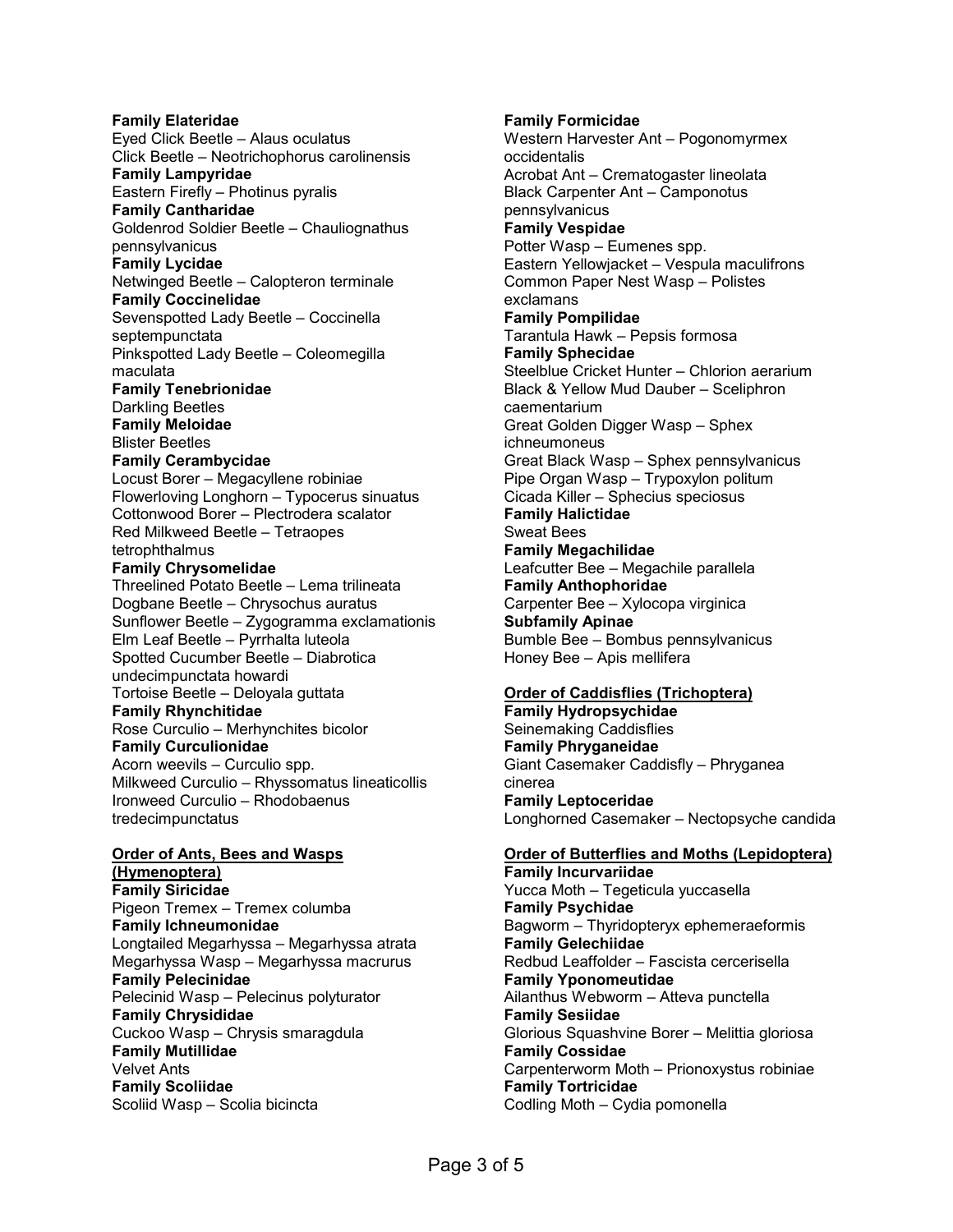**Family Elateridae**
Eyed Click Beetle – Alaus oculatus
Click Beetle – Neotrichophorus carolinensis
**Family Lampyridae**
Eastern Firefly – Photinus pyralis
**Family Cantharidae**
Goldenrod Soldier Beetle – Chauliognathus pennsylvanicus
**Family Lycidae**
Netwinged Beetle – Calopteron terminale
**Family Coccinelidae**
Sevenspotted Lady Beetle – Coccinella septempunctata
Pinkspotted Lady Beetle – Coleomegilla maculata
**Family Tenebrionidae**
Darkling Beetles
**Family Meloidae**
Blister Beetles
**Family Cerambycidae**
Locust Borer – Megacyllene robiniae
Flowerloving Longhorn – Typocerus sinuatus
Cottonwood Borer – Plectrodera scalator
Red Milkweed Beetle – Tetraopes tetrophthalmus
**Family Chrysomelidae**
Threelined Potato Beetle – Lema trilineata
Dogbane Beetle – Chrysochus auratus
Sunflower Beetle – Zygogramma exclamationis
Elm Leaf Beetle – Pyrrhalta luteola
Spotted Cucumber Beetle – Diabrotica undecimpunctata howardi
Tortoise Beetle – Deloyala guttata
**Family Rhynchitidae**
Rose Curculio – Merhynchites bicolor
**Family Curculionidae**
Acorn weevils – Curculio spp.
Milkweed Curculio – Rhyssomatus lineaticollis
Ironweed Curculio – Rhodobaenus tredecimpunctatus

## Order of Ants, Bees and Wasps (Hymenoptera)

**Family Siricidae**
Pigeon Tremex – Tremex columba
**Family Ichneumonidae**
Longtailed Megarhyssa – Megarhyssa atrata
Megarhyssa Wasp – Megarhyssa macrurus
**Family Pelecinidae**
Pelecinid Wasp – Pelecinus polyturator
**Family Chrysididae**
Cuckoo Wasp – Chrysis smaragdula
**Family Mutillidae**
Velvet Ants
**Family Scoliidae**
Scoliid Wasp – Scolia bicincta
**Family Formicidae**
Western Harvester Ant – Pogonomyrmex occidentalis
Acrobat Ant – Crematogaster lineolata
Black Carpenter Ant – Camponotus pennsylvanicus
**Family Vespidae**
Potter Wasp – Eumenes spp.
Eastern Yellowjacket – Vespula maculifrons
Common Paper Nest Wasp – Polistes exclamans
**Family Pompilidae**
Tarantula Hawk – Pepsis formosa
**Family Sphecidae**
Steelblue Cricket Hunter – Chlorion aerarium
Black & Yellow Mud Dauber – Sceliphron caementarium
Great Golden Digger Wasp – Sphex ichneumoneus
Great Black Wasp – Sphex pennsylvanicus
Pipe Organ Wasp – Trypoxylon politum
Cicada Killer – Sphecius speciosus
**Family Halictidae**
Sweat Bees
**Family Megachilidae**
Leafcutter Bee – Megachile parallela
**Family Anthophoridae**
Carpenter Bee – Xylocopa virginica
**Subfamily Apinae**
Bumble Bee – Bombus pennsylvanicus
Honey Bee – Apis mellifera

## Order of Caddisflies (Trichoptera)

**Family Hydropsychidae**
Seinemaking Caddisflies
**Family Phryganeidae**
Giant Casemaker Caddisfly – Phryganea cinerea
**Family Leptoceridae**
Longhorned Casemaker – Nectopsyche candida

## Order of Butterflies and Moths (Lepidoptera)

**Family Incurvariidae**
Yucca Moth – Tegeticula yuccasella
**Family Psychidae**
Bagworm – Thyridopteryx ephemeraeformis
**Family Gelechiidae**
Redbud Leaffolder – Fascista cercerisella
**Family Yponomeutidae**
Ailanthus Webworm – Atteva punctella
**Family Sesiidae**
Glorious Squashvine Borer – Melittia gloriosa
**Family Cossidae**
Carpenterworm Moth – Prionoxystus robiniae
**Family Tortricidae**
Codling Moth – Cydia pomonella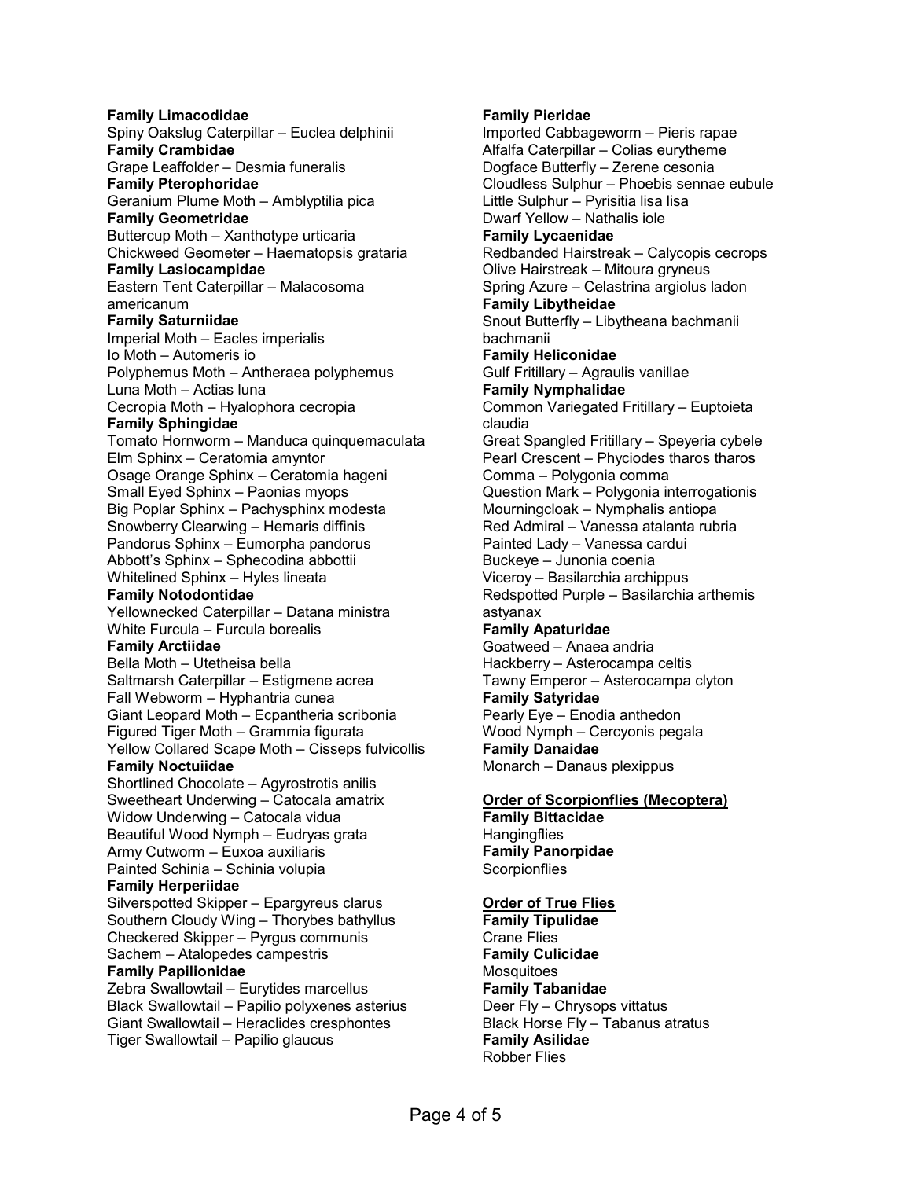**Family Limacodidae**
Spiny Oakslug Caterpillar – Euclea delphinii
**Family Crambidae**
Grape Leaffolder – Desmia funeralis
**Family Pterophoridae**
Geranium Plume Moth – Amblyptilia pica
**Family Geometridae**
Buttercup Moth – Xanthotype urticaria
Chickweed Geometer – Haematopsis grataria
**Family Lasiocampidae**
Eastern Tent Caterpillar – Malacosoma americanum
**Family Saturniidae**
Imperial Moth – Eacles imperialis
Io Moth – Automeris io
Polyphemus Moth – Antheraea polyphemus
Luna Moth – Actias luna
Cecropia Moth – Hyalophora cecropia
**Family Sphingidae**
Tomato Hornworm – Manduca quinquemaculata
Elm Sphinx – Ceratomia amyntor
Osage Orange Sphinx – Ceratomia hageni
Small Eyed Sphinx – Paonias myops
Big Poplar Sphinx – Pachysphinx modesta
Snowberry Clearwing – Hemaris diffinis
Pandorus Sphinx – Eumorpha pandorus
Abbott's Sphinx – Sphecodina abbottii
Whitelined Sphinx – Hyles lineata
**Family Notodontidae**
Yellownecked Caterpillar – Datana ministra
White Furcula – Furcula borealis
**Family Arctiidae**
Bella Moth – Utetheisa bella
Saltmarsh Caterpillar – Estigmene acrea
Fall Webworm – Hyphantria cunea
Giant Leopard Moth – Ecpantheria scribonia
Figured Tiger Moth – Grammia figurata
Yellow Collared Scape Moth – Cisseps fulvicollis
**Family Noctuiidae**
Shortlined Chocolate – Agyrostrotis anilis
Sweetheart Underwing – Catocala amatrix
Widow Underwing – Catocala vidua
Beautiful Wood Nymph – Eudryas grata
Army Cutworm – Euxoa auxiliaris
Painted Schinia – Schinia volupia
**Family Herperiidae**
Silverspotted Skipper – Epargyreus clarus
Southern Cloudy Wing – Thorybes bathyllus
Checkered Skipper – Pyrgus communis
Sachem – Atalopedes campestris
**Family Papilionidae**
Zebra Swallowtail – Eurytides marcellus
Black Swallowtail – Papilio polyxenes asterius
Giant Swallowtail – Heraclides cresphontes
Tiger Swallowtail – Papilio glaucus
**Family Pieridae**
Imported Cabbageworm – Pieris rapae
Alfalfa Caterpillar – Colias eurytheme
Dogface Butterfly – Zerene cesonia
Cloudless Sulphur – Phoebis sennae eubule
Little Sulphur – Pyrisitia lisa lisa
Dwarf Yellow – Nathalis iole
**Family Lycaenidae**
Redbanded Hairstreak – Calycopis cecrops
Olive Hairstreak – Mitoura gryneus
Spring Azure – Celastrina argiolus ladon
**Family Libytheidae**
Snout Butterfly – Libytheana bachmanii bachmanii
**Family Heliconidae**
Gulf Fritillary – Agraulis vanillae
**Family Nymphalidae**
Common Variegated Fritillary – Euptoieta claudia
Great Spangled Fritillary – Speyeria cybele
Pearl Crescent – Phyciodes tharos tharos
Comma – Polygonia comma
Question Mark – Polygonia interrogationis
Mourningcloak – Nymphalis antiopa
Red Admiral – Vanessa atalanta rubria
Painted Lady – Vanessa cardui
Buckeye – Junonia coenia
Viceroy – Basilarchia archippus
Redspotted Purple – Basilarchia arthemis astyanax
**Family Apaturidae**
Goatweed – Anaea andria
Hackberry – Asterocampa celtis
Tawny Emperor – Asterocampa clyton
**Family Satyridae**
Pearly Eye – Enodia anthedon
Wood Nymph – Cercyonis pegala
**Family Danaidae**
Monarch – Danaus plexippus

**Order of Scorpionflies (Mecoptera)**
**Family Bittacidae**
Hangingflies
**Family Panorpidae**
Scorpionflies

**Order of True Flies**
**Family Tipulidae**
Crane Flies
**Family Culicidae**
Mosquitoes
**Family Tabanidae**
Deer Fly – Chrysops vittatus
Black Horse Fly – Tabanus atratus
**Family Asilidae**
Robber Flies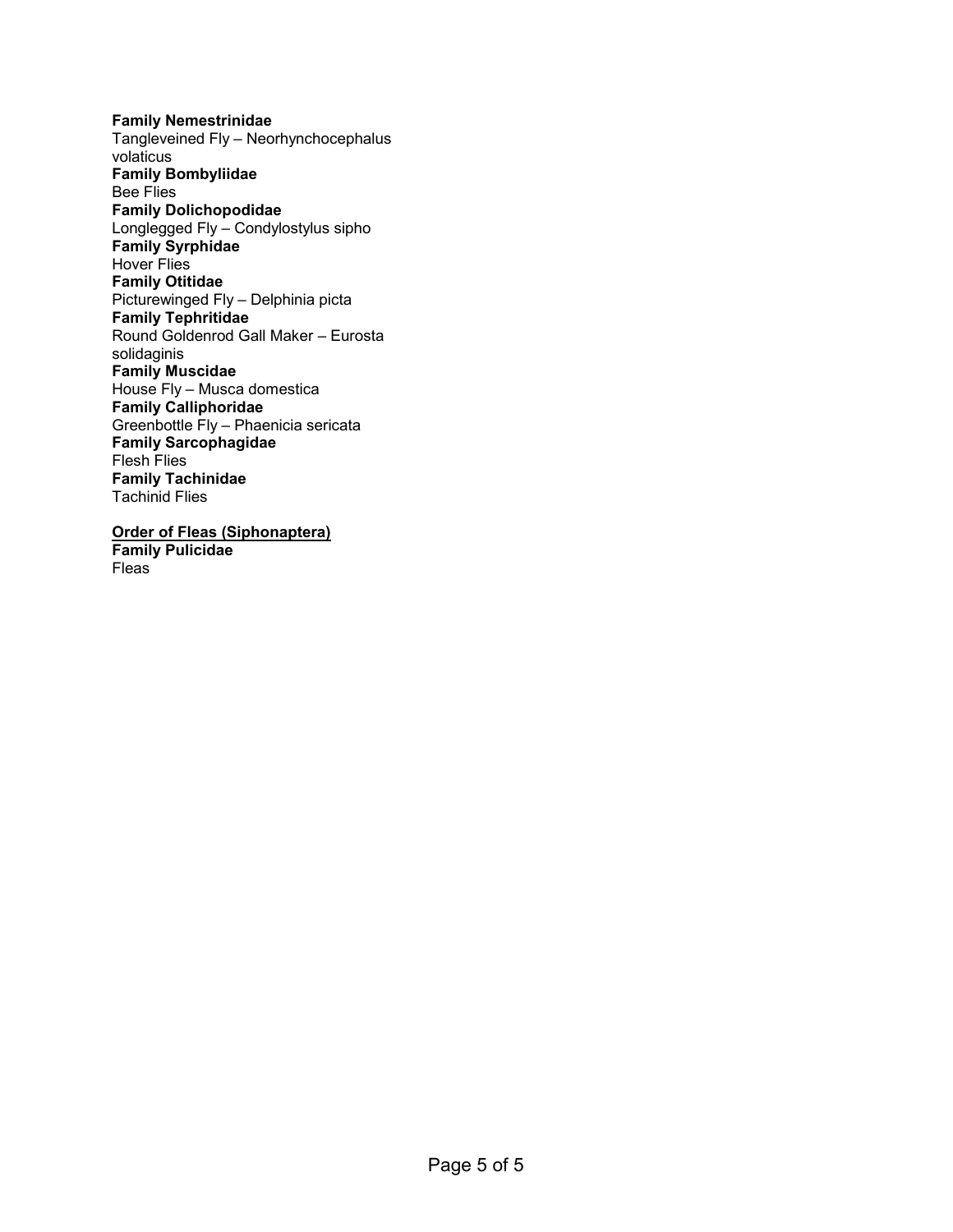**Family Nemestrinidae**
Tangleveined Fly – Neorhynchocephalus volaticus
**Family Bombyliidae**
Bee Flies
**Family Dolichopodidae**
Longlegged Fly – Condylostylus sipho
**Family Syrphidae**
Hover Flies
**Family Otitidae**
Picturewinged Fly – Delphinia picta
**Family Tephritidae**
Round Goldenrod Gall Maker – Eurosta solidaginis
**Family Muscidae**
House Fly – Musca domestica
**Family Calliphoridae**
Greenbottle Fly – Phaenicia sericata
**Family Sarcophagidae**
Flesh Flies
**Family Tachinidae**
Tachinid Flies

**<u>Order of Fleas (Siphonaptera)</u>**
**Family Pulicidae**
Fleas